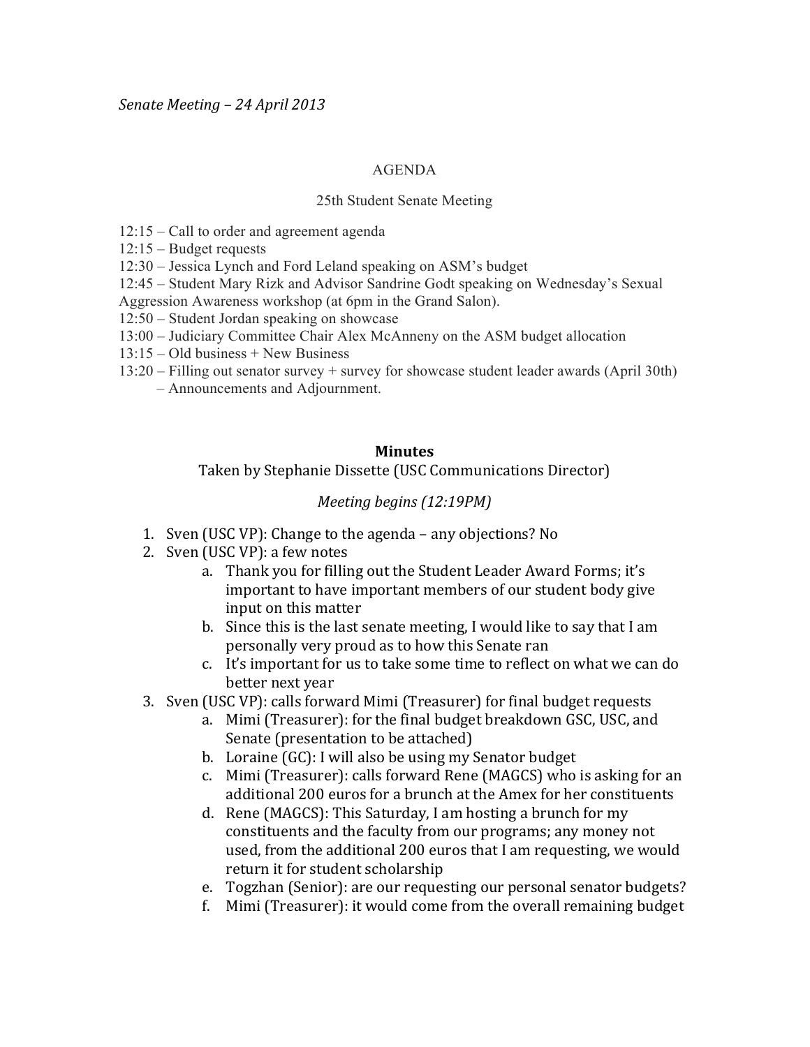*Senate Meeting – 24 April 2013*

AGENDA

25th Student Senate Meeting

12:15 – Call to order and agreement agenda
12:15 – Budget requests
12:30 – Jessica Lynch and Ford Leland speaking on ASM's budget
12:45 – Student Mary Rizk and Advisor Sandrine Godt speaking on Wednesday's Sexual Aggression Awareness workshop (at 6pm in the Grand Salon).
12:50 – Student Jordan speaking on showcase
13:00 – Judiciary Committee Chair Alex McAnneny on the ASM budget allocation
13:15 – Old business + New Business
13:20 – Filling out senator survey + survey for showcase student leader awards (April 30th)
– Announcements and Adjournment.

**Minutes**

Taken by Stephanie Dissette (USC Communications Director)

*Meeting begins (12:19PM)*

1. Sven (USC VP): Change to the agenda – any objections? No
2. Sven (USC VP): a few notes
    a. Thank you for filling out the Student Leader Award Forms; it's important to have important members of our student body give input on this matter
    b. Since this is the last senate meeting, I would like to say that I am personally very proud as to how this Senate ran
    c. It's important for us to take some time to reflect on what we can do better next year
3. Sven (USC VP): calls forward Mimi (Treasurer) for final budget requests
    a. Mimi (Treasurer): for the final budget breakdown GSC, USC, and Senate (presentation to be attached)
    b. Loraine (GC): I will also be using my Senator budget
    c. Mimi (Treasurer): calls forward Rene (MAGCS) who is asking for an additional 200 euros for a brunch at the Amex for her constituents
    d. Rene (MAGCS): This Saturday, I am hosting a brunch for my constituents and the faculty from our programs; any money not used, from the additional 200 euros that I am requesting, we would return it for student scholarship
    e. Togzhan (Senior): are our requesting our personal senator budgets?
    f. Mimi (Treasurer): it would come from the overall remaining budget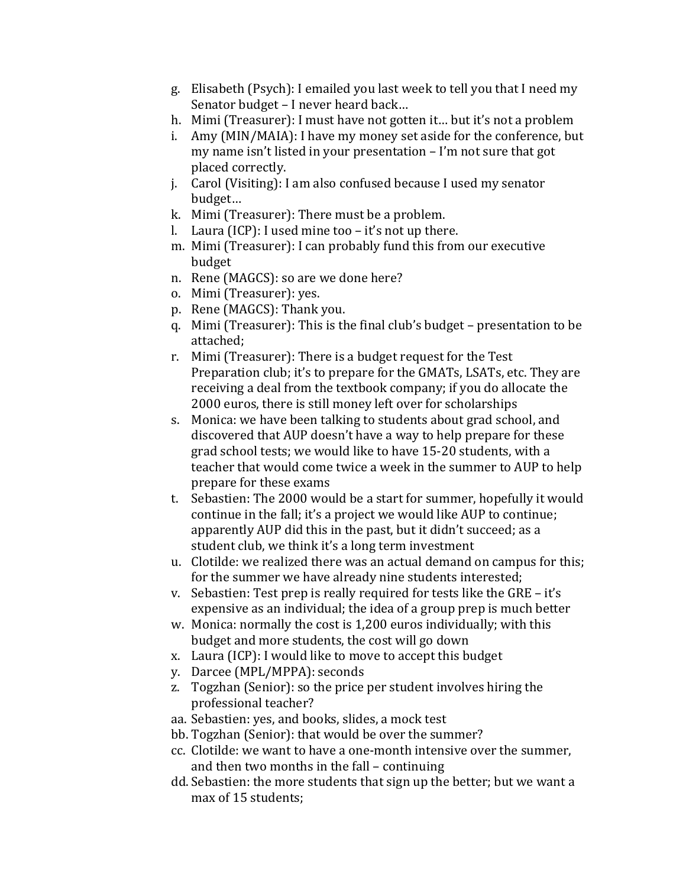g. Elisabeth (Psych): I emailed you last week to tell you that I need my Senator budget – I never heard back…
h. Mimi (Treasurer): I must have not gotten it… but it's not a problem
i. Amy (MIN/MAIA): I have my money set aside for the conference, but my name isn't listed in your presentation – I'm not sure that got placed correctly.
j. Carol (Visiting): I am also confused because I used my senator budget…
k. Mimi (Treasurer): There must be a problem.
l. Laura (ICP): I used mine too – it's not up there.
m. Mimi (Treasurer): I can probably fund this from our executive budget
n. Rene (MAGCS): so are we done here?
o. Mimi (Treasurer): yes.
p. Rene (MAGCS): Thank you.
q. Mimi (Treasurer): This is the final club's budget – presentation to be attached;
r. Mimi (Treasurer): There is a budget request for the Test Preparation club; it's to prepare for the GMATs, LSATs, etc. They are receiving a deal from the textbook company; if you do allocate the 2000 euros, there is still money left over for scholarships
s. Monica: we have been talking to students about grad school, and discovered that AUP doesn't have a way to help prepare for these grad school tests; we would like to have 15-20 students, with a teacher that would come twice a week in the summer to AUP to help prepare for these exams
t. Sebastien: The 2000 would be a start for summer, hopefully it would continue in the fall; it's a project we would like AUP to continue; apparently AUP did this in the past, but it didn't succeed; as a student club, we think it's a long term investment
u. Clotilde: we realized there was an actual demand on campus for this; for the summer we have already nine students interested;
v. Sebastien: Test prep is really required for tests like the GRE – it's expensive as an individual; the idea of a group prep is much better
w. Monica: normally the cost is 1,200 euros individually; with this budget and more students, the cost will go down
x. Laura (ICP): I would like to move to accept this budget
y. Darcee (MPL/MPPA): seconds
z. Togzhan (Senior): so the price per student involves hiring the professional teacher?
aa. Sebastien: yes, and books, slides, a mock test
bb. Togzhan (Senior): that would be over the summer?
cc. Clotilde: we want to have a one-month intensive over the summer, and then two months in the fall – continuing
dd. Sebastien: the more students that sign up the better; but we want a max of 15 students;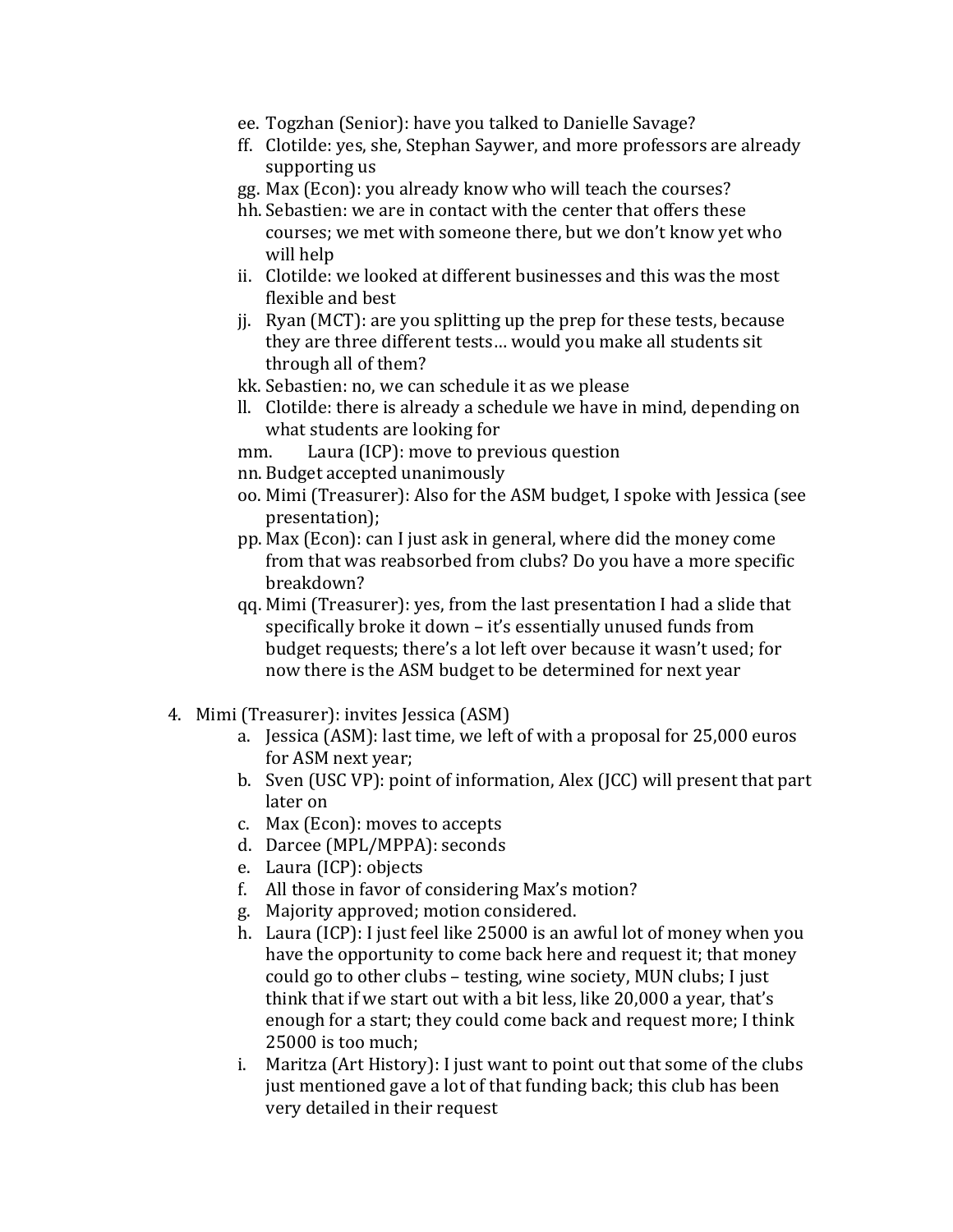ee. Togzhan (Senior): have you talked to Danielle Savage?

ff. Clotilde: yes, she, Stephan Saywer, and more professors are already supporting us

gg. Max (Econ): you already know who will teach the courses?

hh. Sebastien: we are in contact with the center that offers these courses; we met with someone there, but we don't know yet who will help

ii. Clotilde: we looked at different businesses and this was the most flexible and best

jj. Ryan (MCT): are you splitting up the prep for these tests, because they are three different tests… would you make all students sit through all of them?

kk. Sebastien: no, we can schedule it as we please

ll. Clotilde: there is already a schedule we have in mind, depending on what students are looking for

mm. Laura (ICP): move to previous question

nn. Budget accepted unanimously

oo. Mimi (Treasurer): Also for the ASM budget, I spoke with Jessica (see presentation);

pp. Max (Econ): can I just ask in general, where did the money come from that was reabsorbed from clubs? Do you have a more specific breakdown?

qq. Mimi (Treasurer): yes, from the last presentation I had a slide that specifically broke it down – it's essentially unused funds from budget requests; there's a lot left over because it wasn't used; for now there is the ASM budget to be determined for next year

4. Mimi (Treasurer): invites Jessica (ASM)
   a. Jessica (ASM): last time, we left of with a proposal for 25,000 euros for ASM next year;
   b. Sven (USC VP): point of information, Alex (JCC) will present that part later on
   c. Max (Econ): moves to accepts
   d. Darcee (MPL/MPPA): seconds
   e. Laura (ICP): objects
   f. All those in favor of considering Max's motion?
   g. Majority approved; motion considered.
   h. Laura (ICP): I just feel like 25000 is an awful lot of money when you have the opportunity to come back here and request it; that money could go to other clubs – testing, wine society, MUN clubs; I just think that if we start out with a bit less, like 20,000 a year, that's enough for a start; they could come back and request more; I think 25000 is too much;
   i. Maritza (Art History): I just want to point out that some of the clubs just mentioned gave a lot of that funding back; this club has been very detailed in their request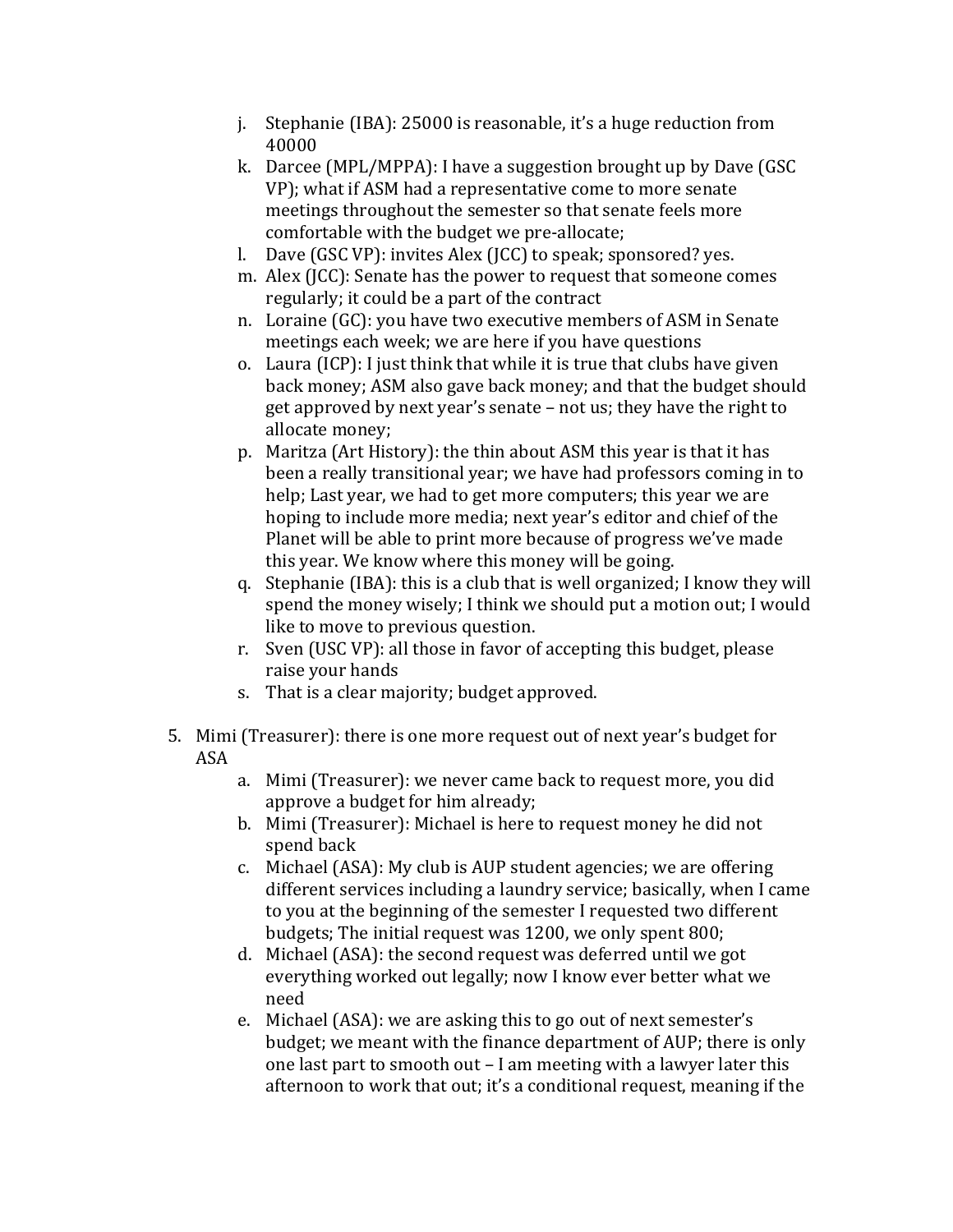j. Stephanie (IBA): 25000 is reasonable, it's a huge reduction from 40000
k. Darcee (MPL/MPPA): I have a suggestion brought up by Dave (GSC VP); what if ASM had a representative come to more senate meetings throughout the semester so that senate feels more comfortable with the budget we pre-allocate;
l. Dave (GSC VP): invites Alex (JCC) to speak; sponsored? yes.
m. Alex (JCC): Senate has the power to request that someone comes regularly; it could be a part of the contract
n. Loraine (GC): you have two executive members of ASM in Senate meetings each week; we are here if you have questions
o. Laura (ICP): I just think that while it is true that clubs have given back money; ASM also gave back money; and that the budget should get approved by next year's senate – not us; they have the right to allocate money;
p. Maritza (Art History): the thin about ASM this year is that it has been a really transitional year; we have had professors coming in to help; Last year, we had to get more computers; this year we are hoping to include more media; next year's editor and chief of the Planet will be able to print more because of progress we've made this year. We know where this money will be going.
q. Stephanie (IBA): this is a club that is well organized; I know they will spend the money wisely; I think we should put a motion out; I would like to move to previous question.
r. Sven (USC VP): all those in favor of accepting this budget, please raise your hands
s. That is a clear majority; budget approved.

5. Mimi (Treasurer): there is one more request out of next year's budget for ASA
   a. Mimi (Treasurer): we never came back to request more, you did approve a budget for him already;
   b. Mimi (Treasurer): Michael is here to request money he did not spend back
   c. Michael (ASA): My club is AUP student agencies; we are offering different services including a laundry service; basically, when I came to you at the beginning of the semester I requested two different budgets; The initial request was 1200, we only spent 800;
   d. Michael (ASA): the second request was deferred until we got everything worked out legally; now I know ever better what we need
   e. Michael (ASA): we are asking this to go out of next semester's budget; we meant with the finance department of AUP; there is only one last part to smooth out – I am meeting with a lawyer later this afternoon to work that out; it's a conditional request, meaning if the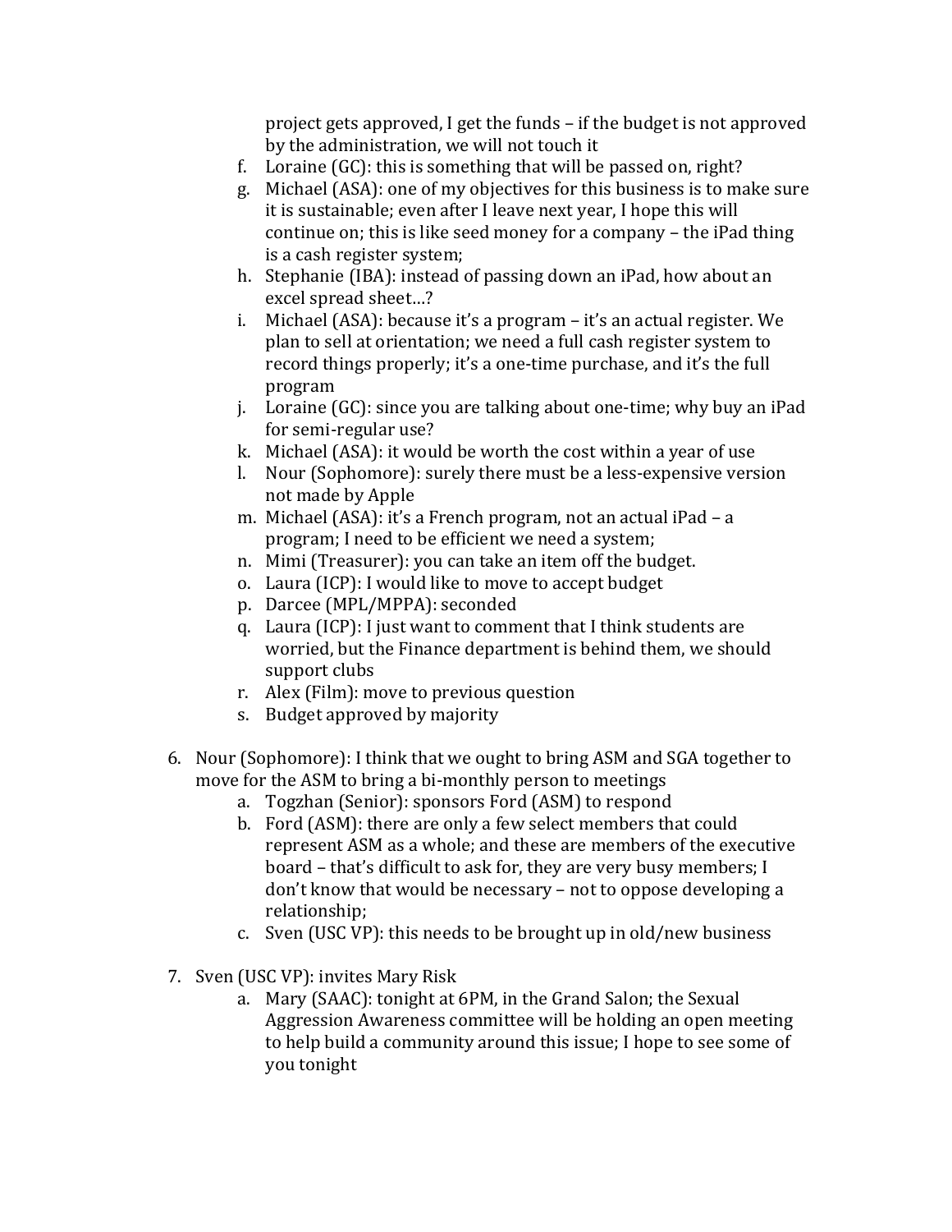project gets approved, I get the funds – if the budget is not approved by the administration, we will not touch it

f. Loraine (GC): this is something that will be passed on, right?
g. Michael (ASA): one of my objectives for this business is to make sure it is sustainable; even after I leave next year, I hope this will continue on; this is like seed money for a company – the iPad thing is a cash register system;
h. Stephanie (IBA): instead of passing down an iPad, how about an excel spread sheet…?
i. Michael (ASA): because it's a program – it's an actual register. We plan to sell at orientation; we need a full cash register system to record things properly; it's a one-time purchase, and it's the full program
j. Loraine (GC): since you are talking about one-time; why buy an iPad for semi-regular use?
k. Michael (ASA): it would be worth the cost within a year of use
l. Nour (Sophomore): surely there must be a less-expensive version not made by Apple
m. Michael (ASA): it's a French program, not an actual iPad – a program; I need to be efficient we need a system;
n. Mimi (Treasurer): you can take an item off the budget.
o. Laura (ICP): I would like to move to accept budget
p. Darcee (MPL/MPPA): seconded
q. Laura (ICP): I just want to comment that I think students are worried, but the Finance department is behind them, we should support clubs
r. Alex (Film): move to previous question
s. Budget approved by majority

6. Nour (Sophomore): I think that we ought to bring ASM and SGA together to move for the ASM to bring a bi-monthly person to meetings
   a. Togzhan (Senior): sponsors Ford (ASM) to respond
   b. Ford (ASM): there are only a few select members that could represent ASM as a whole; and these are members of the executive board – that's difficult to ask for, they are very busy members; I don't know that would be necessary – not to oppose developing a relationship;
   c. Sven (USC VP): this needs to be brought up in old/new business

7. Sven (USC VP): invites Mary Risk
   a. Mary (SAAC): tonight at 6PM, in the Grand Salon; the Sexual Aggression Awareness committee will be holding an open meeting to help build a community around this issue; I hope to see some of you tonight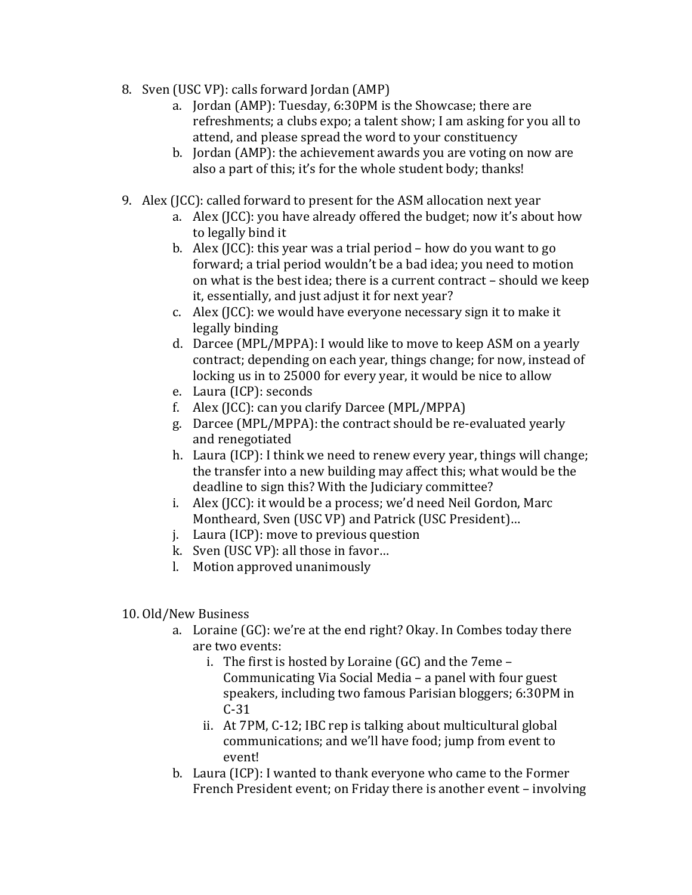8. Sven (USC VP): calls forward Jordan (AMP)
    a. Jordan (AMP): Tuesday, 6:30PM is the Showcase; there are refreshments; a clubs expo; a talent show; I am asking for you all to attend, and please spread the word to your constituency
    b. Jordan (AMP): the achievement awards you are voting on now are also a part of this; it's for the whole student body; thanks!

9. Alex (JCC): called forward to present for the ASM allocation next year
    a. Alex (JCC): you have already offered the budget; now it's about how to legally bind it
    b. Alex (JCC): this year was a trial period – how do you want to go forward; a trial period wouldn't be a bad idea; you need to motion on what is the best idea; there is a current contract – should we keep it, essentially, and just adjust it for next year?
    c. Alex (JCC): we would have everyone necessary sign it to make it legally binding
    d. Darcee (MPL/MPPA): I would like to move to keep ASM on a yearly contract; depending on each year, things change; for now, instead of locking us in to 25000 for every year, it would be nice to allow
    e. Laura (ICP): seconds
    f. Alex (JCC): can you clarify Darcee (MPL/MPPA)
    g. Darcee (MPL/MPPA): the contract should be re-evaluated yearly and renegotiated
    h. Laura (ICP): I think we need to renew every year, things will change; the transfer into a new building may affect this; what would be the deadline to sign this? With the Judiciary committee?
    i. Alex (JCC): it would be a process; we'd need Neil Gordon, Marc Montheard, Sven (USC VP) and Patrick (USC President)…
    j. Laura (ICP): move to previous question
    k. Sven (USC VP): all those in favor…
    l. Motion approved unanimously

10. Old/New Business
    a. Loraine (GC): we're at the end right? Okay. In Combes today there are two events:
        i. The first is hosted by Loraine (GC) and the 7eme – Communicating Via Social Media – a panel with four guest speakers, including two famous Parisian bloggers; 6:30PM in C-31
        ii. At 7PM, C-12; IBC rep is talking about multicultural global communications; and we'll have food; jump from event to event!
    b. Laura (ICP): I wanted to thank everyone who came to the Former French President event; on Friday there is another event – involving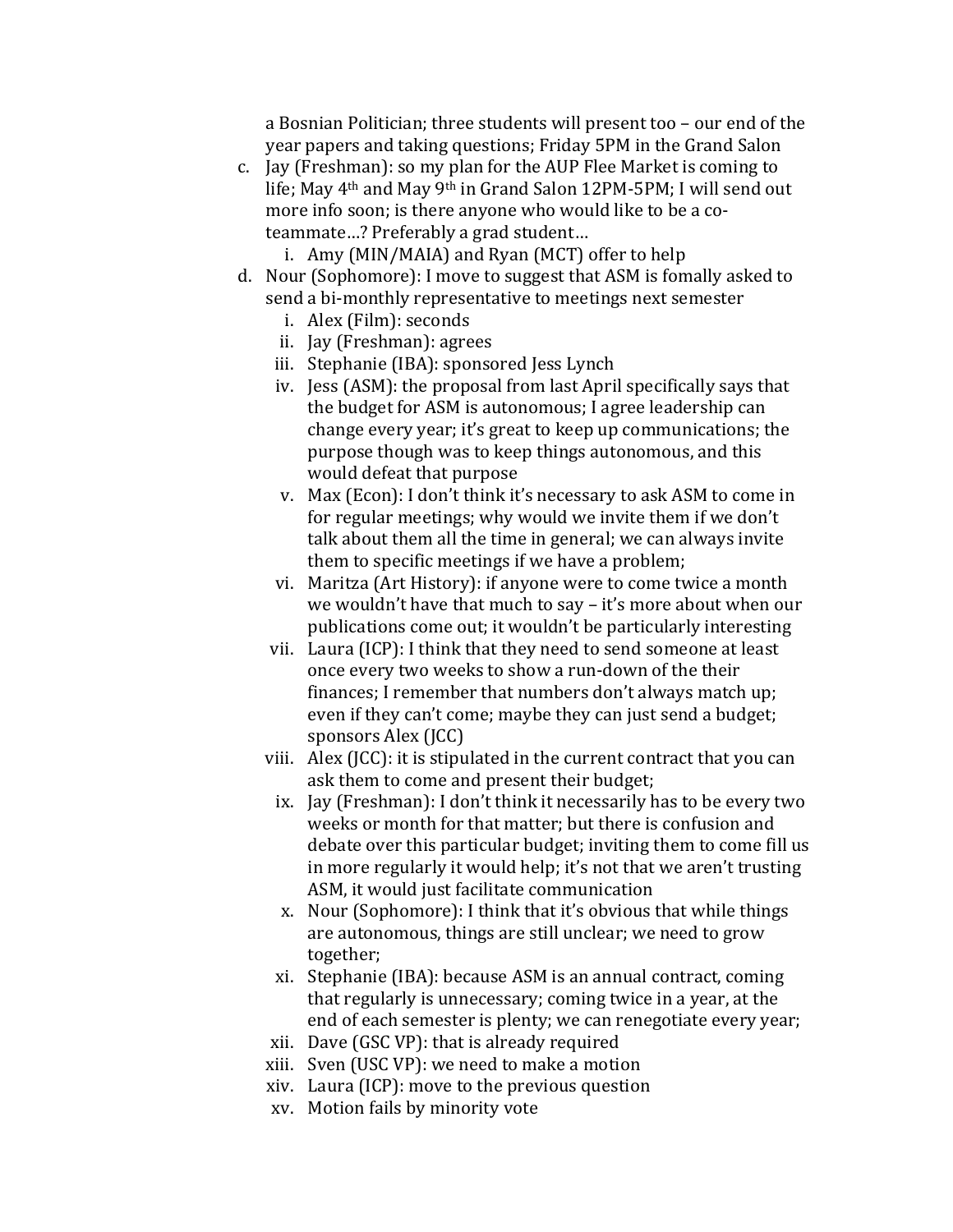a Bosnian Politician; three students will present too – our end of the year papers and taking questions; Friday 5PM in the Grand Salon

c. Jay (Freshman): so my plan for the AUP Flee Market is coming to life; May 4th and May 9th in Grand Salon 12PM-5PM; I will send out more info soon; is there anyone who would like to be a co-teammate…? Preferably a grad student…
    i. Amy (MIN/MAIA) and Ryan (MCT) offer to help

d. Nour (Sophomore): I move to suggest that ASM is fomally asked to send a bi-monthly representative to meetings next semester
    i. Alex (Film): seconds
    ii. Jay (Freshman): agrees
    iii. Stephanie (IBA): sponsored Jess Lynch
    iv. Jess (ASM): the proposal from last April specifically says that the budget for ASM is autonomous; I agree leadership can change every year; it's great to keep up communications; the purpose though was to keep things autonomous, and this would defeat that purpose
    v. Max (Econ): I don't think it's necessary to ask ASM to come in for regular meetings; why would we invite them if we don't talk about them all the time in general; we can always invite them to specific meetings if we have a problem;
    vi. Maritza (Art History): if anyone were to come twice a month we wouldn't have that much to say – it's more about when our publications come out; it wouldn't be particularly interesting
    vii. Laura (ICP): I think that they need to send someone at least once every two weeks to show a run-down of the their finances; I remember that numbers don't always match up; even if they can't come; maybe they can just send a budget; sponsors Alex (JCC)
    viii. Alex (JCC): it is stipulated in the current contract that you can ask them to come and present their budget;
    ix. Jay (Freshman): I don't think it necessarily has to be every two weeks or month for that matter; but there is confusion and debate over this particular budget; inviting them to come fill us in more regularly it would help; it's not that we aren't trusting ASM, it would just facilitate communication
    x. Nour (Sophomore): I think that it's obvious that while things are autonomous, things are still unclear; we need to grow together;
    xi. Stephanie (IBA): because ASM is an annual contract, coming that regularly is unnecessary; coming twice in a year, at the end of each semester is plenty; we can renegotiate every year;
    xii. Dave (GSC VP): that is already required
    xiii. Sven (USC VP): we need to make a motion
    xiv. Laura (ICP): move to the previous question
    xv. Motion fails by minority vote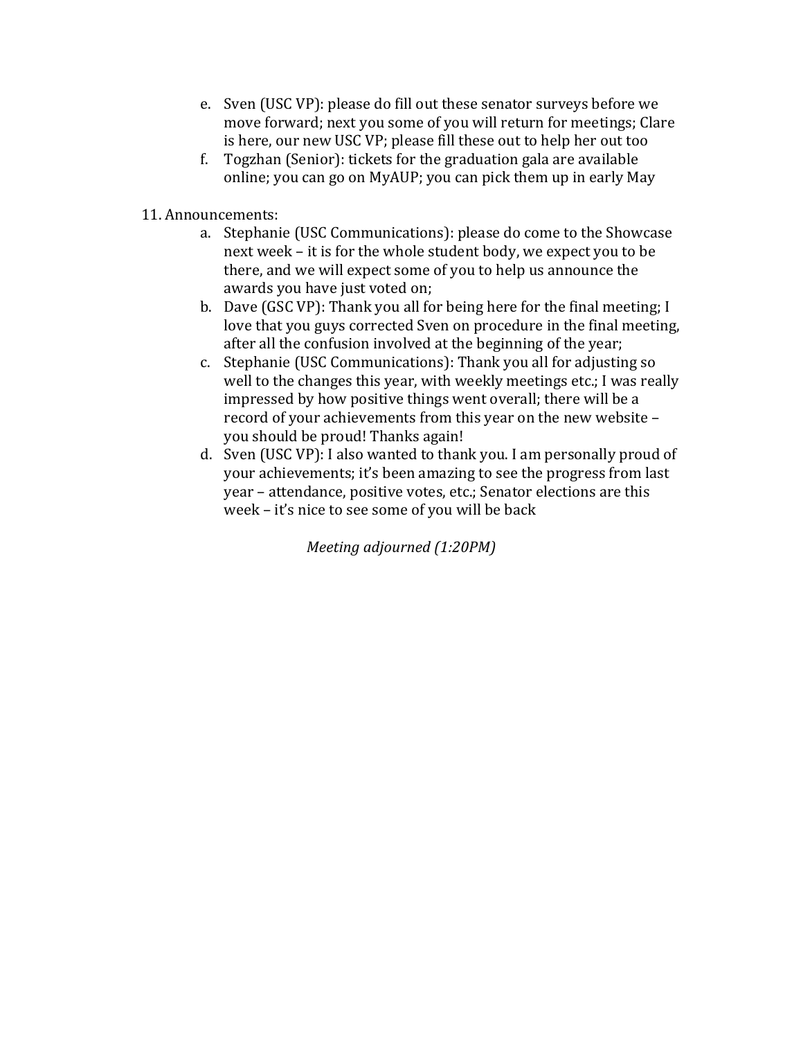e. Sven (USC VP): please do fill out these senator surveys before we move forward; next you some of you will return for meetings; Clare is here, our new USC VP; please fill these out to help her out too
f. Togzhan (Senior): tickets for the graduation gala are available online; you can go on MyAUP; you can pick them up in early May

11. Announcements:
    a. Stephanie (USC Communications): please do come to the Showcase next week – it is for the whole student body, we expect you to be there, and we will expect some of you to help us announce the awards you have just voted on;
    b. Dave (GSC VP): Thank you all for being here for the final meeting; I love that you guys corrected Sven on procedure in the final meeting, after all the confusion involved at the beginning of the year;
    c. Stephanie (USC Communications): Thank you all for adjusting so well to the changes this year, with weekly meetings etc.; I was really impressed by how positive things went overall; there will be a record of your achievements from this year on the new website – you should be proud! Thanks again!
    d. Sven (USC VP): I also wanted to thank you. I am personally proud of your achievements; it's been amazing to see the progress from last year – attendance, positive votes, etc.; Senator elections are this week – it's nice to see some of you will be back

*Meeting adjourned (1:20PM)*